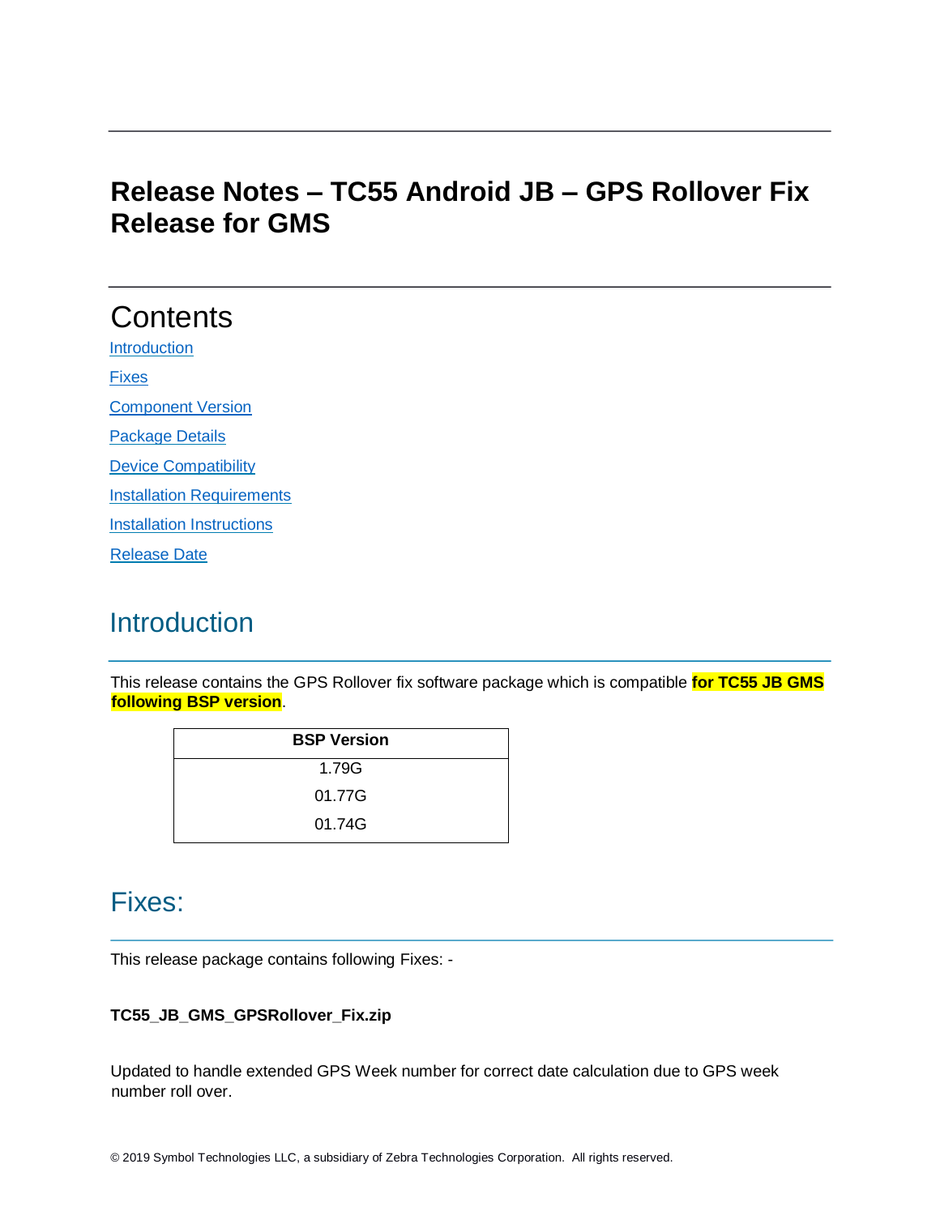# Release Notes – TC55 Android JB – GPS Rollover Fix Release for GMS

## Contents

[Introduction](#introduction)

[Fixes](#fixes)

[Component Version](#component-version)

[Package Details](#package-details)

[Device Compatibility](#device-compatibility)

[Installation Requirements](#installation-requirements)

[Installation Instructions](#installation-instructions)

[Release Date](#release-date)

## Introduction

This release contains the GPS Rollover fix software package which is compatible **for TC55 JB GMS following BSP version**.

| BSP Version |
| --- |
| 1.79G |
| 01.77G |
| 01.74G |

## Fixes:

This release package contains following Fixes: -

**TC55_JB_GMS_GPSRollover_Fix.zip**

Updated to handle extended GPS Week number for correct date calculation due to GPS week number roll over.

© 2019 Symbol Technologies LLC, a subsidiary of Zebra Technologies Corporation. All rights reserved.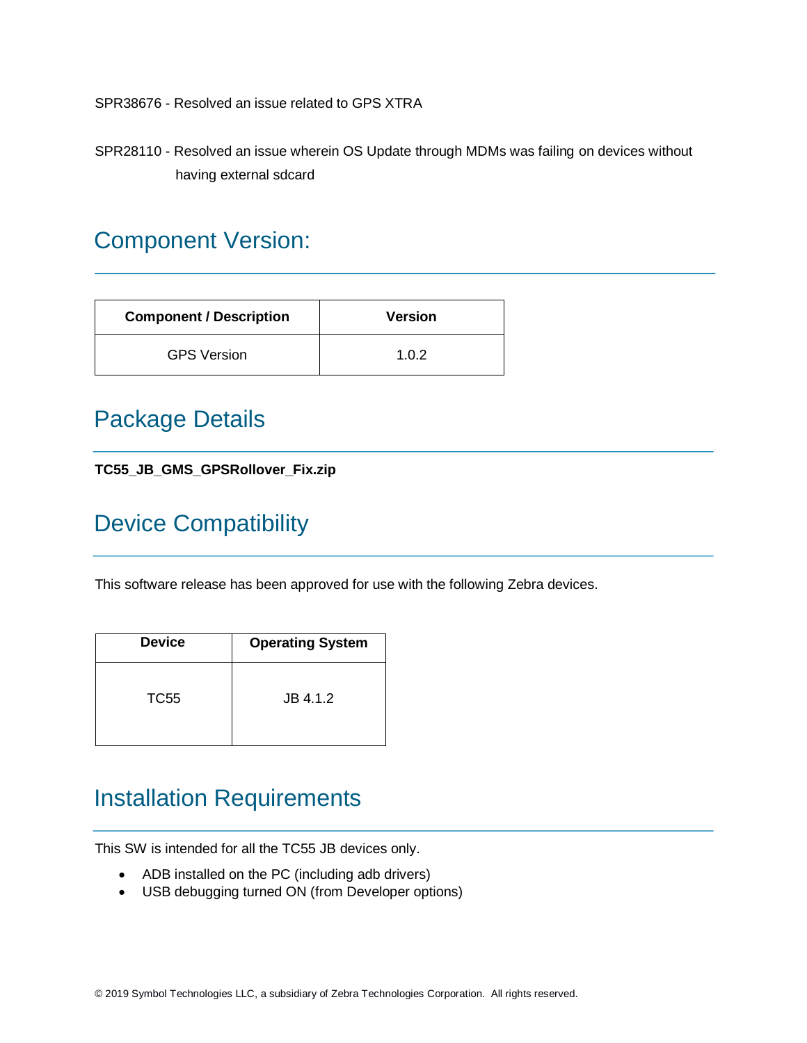SPR38676 - Resolved an issue related to GPS XTRA

SPR28110 - Resolved an issue wherein OS Update through MDMs was failing on devices without having external sdcard

## Component Version:

| Component / Description | Version |
|---|---|
| GPS Version | 1.0.2 |

## Package Details

**TC55_JB_GMS_GPSRollover_Fix.zip**

## Device Compatibility

This software release has been approved for use with the following Zebra devices.

| Device | Operating System |
|---|---|
| TC55 | JB 4.1.2 |

## Installation Requirements

This SW is intended for all the TC55 JB devices only.

- ADB installed on the PC (including adb drivers)
- USB debugging turned ON (from Developer options)

© 2019 Symbol Technologies LLC, a subsidiary of Zebra Technologies Corporation. All rights reserved.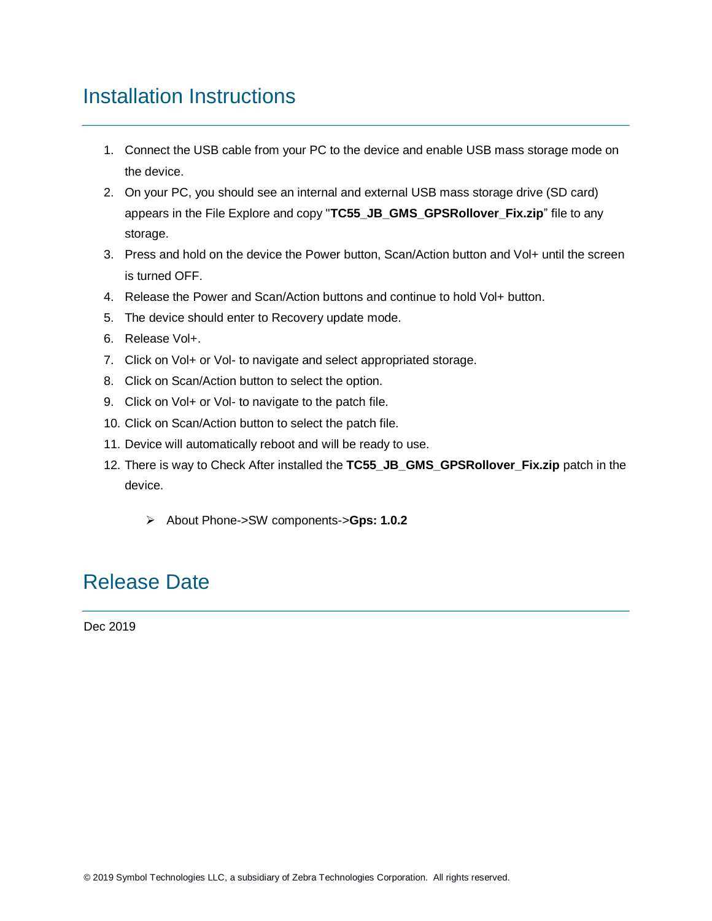## Installation Instructions

1. Connect the USB cable from your PC to the device and enable USB mass storage mode on the device.
2. On your PC, you should see an internal and external USB mass storage drive (SD card) appears in the File Explore and copy "**TC55_JB_GMS_GPSRollover_Fix.zip**" file to any storage.
3. Press and hold on the device the Power button, Scan/Action button and Vol+ until the screen is turned OFF.
4. Release the Power and Scan/Action buttons and continue to hold Vol+ button.
5. The device should enter to Recovery update mode.
6. Release Vol+.
7. Click on Vol+ or Vol- to navigate and select appropriated storage.
8. Click on Scan/Action button to select the option.
9. Click on Vol+ or Vol- to navigate to the patch file.
10. Click on Scan/Action button to select the patch file.
11. Device will automatically reboot and will be ready to use.
12. There is way to Check After installed the **TC55_JB_GMS_GPSRollover_Fix.zip** patch in the device.

    - About Phone->SW components->**Gps: 1.0.2**

## Release Date

Dec 2019

© 2019 Symbol Technologies LLC, a subsidiary of Zebra Technologies Corporation. All rights reserved.